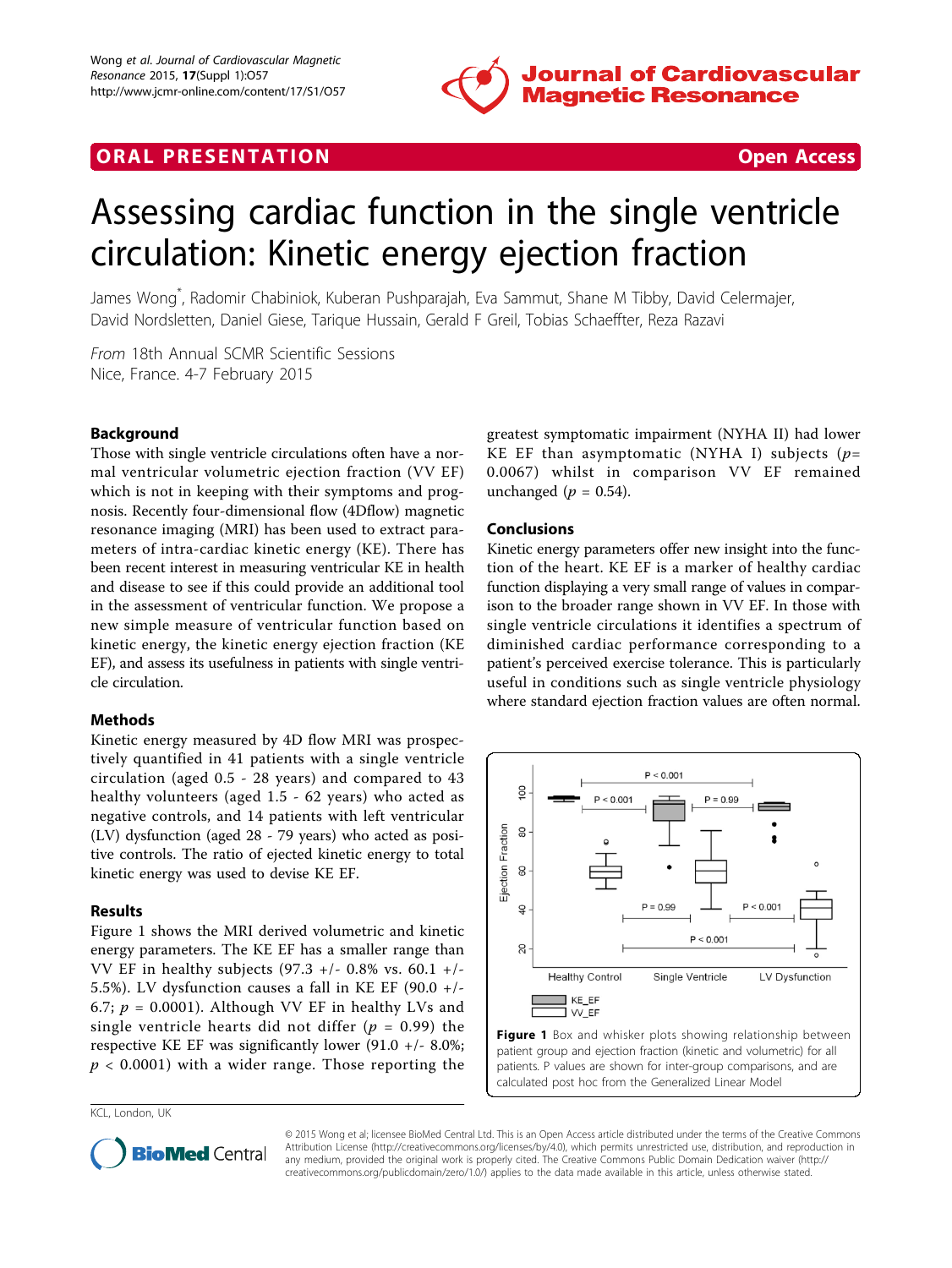ORAL PRESENTATION — Open Access

# Assessing cardiac function in the single ventricle circulation: Kinetic energy ejection fraction

James Wong[*], Radomir Chabiniok, Kuberan Pushparajah, Eva Sammut, Shane M Tibby, David Celermajer, David Nordsletten, Daniel Giese, Tarique Hussain, Gerald F Greil, Tobias Schaeffter, Reza Razavi

*From* 18th Annual SCMR Scientific Sessions
Nice, France. 4-7 February 2015

## Background

Those with single ventricle circulations often have a normal ventricular volumetric ejection fraction (VV EF) which is not in keeping with their symptoms and prognosis. Recently four-dimensional flow (4Dflow) magnetic resonance imaging (MRI) has been used to extract parameters of intra-cardiac kinetic energy (KE). There has been recent interest in measuring ventricular KE in health and disease to see if this could provide an additional tool in the assessment of ventricular function. We propose a new simple measure of ventricular function based on kinetic energy, the kinetic energy ejection fraction (KE EF), and assess its usefulness in patients with single ventricle circulation.

## Methods

Kinetic energy measured by 4D flow MRI was prospectively quantified in 41 patients with a single ventricle circulation (aged 0.5 - 28 years) and compared to 43 healthy volunteers (aged 1.5 - 62 years) who acted as negative controls, and 14 patients with left ventricular (LV) dysfunction (aged 28 - 79 years) who acted as positive controls. The ratio of ejected kinetic energy to total kinetic energy was used to devise KE EF.

## Results

Figure 1 shows the MRI derived volumetric and kinetic energy parameters. The KE EF has a smaller range than VV EF in healthy subjects (97.3 +/- 0.8% vs. 60.1 +/- 5.5%). LV dysfunction causes a fall in KE EF (90.0 +/- 6.7; $p$ = 0.0001). Although VV EF in healthy LVs and single ventricle hearts did not differ ($p$ = 0.99) the respective KE EF was significantly lower (91.0 +/- 8.0%; $p$ < 0.0001) with a wider range. Those reporting the greatest symptomatic impairment (NYHA II) had lower KE EF than asymptomatic (NYHA I) subjects ($p$= 0.0067) whilst in comparison VV EF remained unchanged ($p$ = 0.54).

## Conclusions

Kinetic energy parameters offer new insight into the function of the heart. KE EF is a marker of healthy cardiac function displaying a very small range of values in comparison to the broader range shown in VV EF. In those with single ventricle circulations it identifies a spectrum of diminished cardiac performance corresponding to a patient's perceived exercise tolerance. This is particularly useful in conditions such as single ventricle physiology where standard ejection fraction values are often normal.

**Figure 1** Box and whisker plots showing relationship between patient group and ejection fraction (kinetic and volumetric) for all patients. P values are shown for inter-group comparisons, and are calculated post hoc from the Generalized Linear Model

KCL, London, UK

© 2015 Wong et al; licensee BioMed Central Ltd. This is an Open Access article distributed under the terms of the Creative Commons Attribution License (http://creativecommons.org/licenses/by/4.0), which permits unrestricted use, distribution, and reproduction in any medium, provided the original work is properly cited. The Creative Commons Public Domain Dedication waiver (http://creativecommons.org/publicdomain/zero/1.0/) applies to the data made available in this article, unless otherwise stated.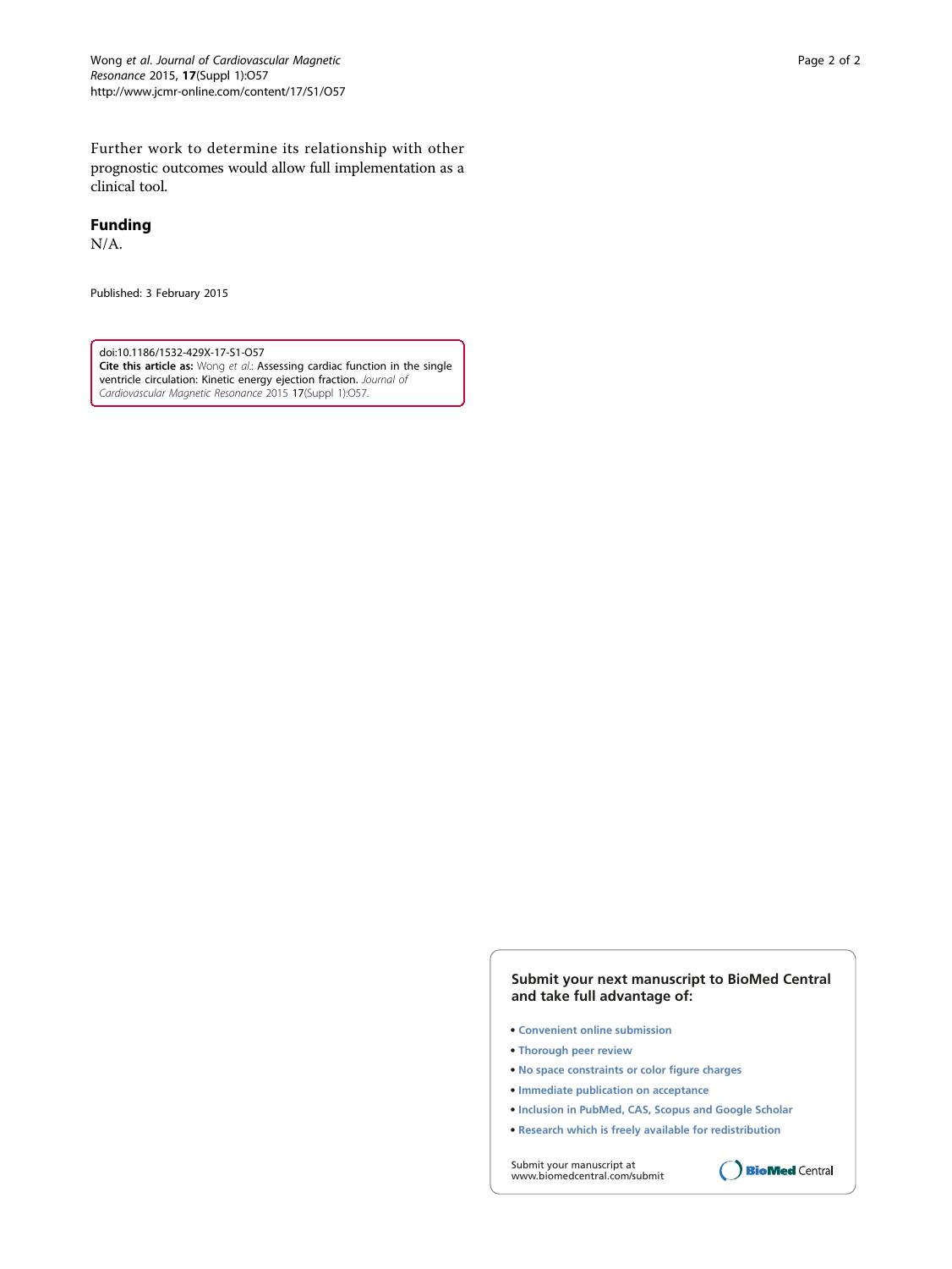Further work to determine its relationship with other prognostic outcomes would allow full implementation as a clinical tool.

## Funding

N/A.

Published: 3 February 2015

doi:10.1186/1532-429X-17-S1-O57
**Cite this article as:** Wong *et al.*: Assessing cardiac function in the single ventricle circulation: Kinetic energy ejection fraction. *Journal of Cardiovascular Magnetic Resonance* 2015 **17**(Suppl 1):O57.

**Submit your next manuscript to BioMed Central and take full advantage of:**

- **Convenient online submission**
- **Thorough peer review**
- **No space constraints or color figure charges**
- **Immediate publication on acceptance**
- **Inclusion in PubMed, CAS, Scopus and Google Scholar**
- **Research which is freely available for redistribution**

Submit your manuscript at
www.biomedcentral.com/submit

BioMed Central